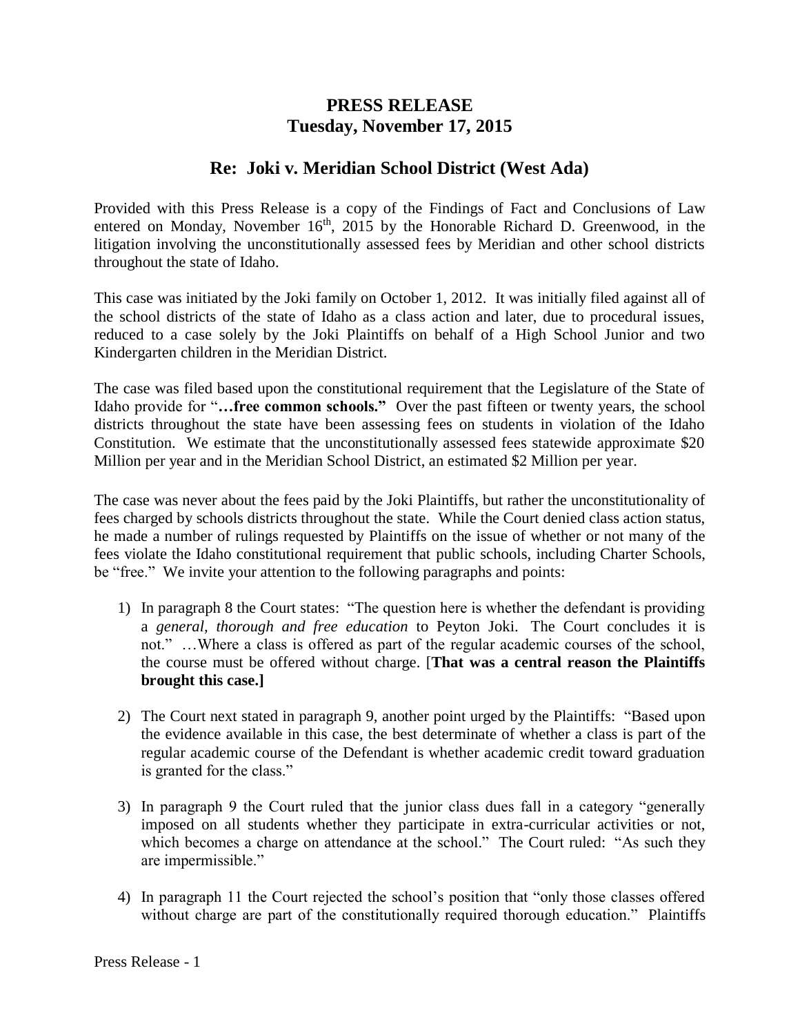# PRESS RELEASE
## Tuesday, November 17, 2015

## Re: Joki v. Meridian School District (West Ada)

Provided with this Press Release is a copy of the Findings of Fact and Conclusions of Law entered on Monday, November 16th, 2015 by the Honorable Richard D. Greenwood, in the litigation involving the unconstitutionally assessed fees by Meridian and other school districts throughout the state of Idaho.

This case was initiated by the Joki family on October 1, 2012. It was initially filed against all of the school districts of the state of Idaho as a class action and later, due to procedural issues, reduced to a case solely by the Joki Plaintiffs on behalf of a High School Junior and two Kindergarten children in the Meridian District.

The case was filed based upon the constitutional requirement that the Legislature of the State of Idaho provide for "**…free common schools.**" Over the past fifteen or twenty years, the school districts throughout the state have been assessing fees on students in violation of the Idaho Constitution. We estimate that the unconstitutionally assessed fees statewide approximate $20 Million per year and in the Meridian School District, an estimated $2 Million per year.

The case was never about the fees paid by the Joki Plaintiffs, but rather the unconstitutionality of fees charged by schools districts throughout the state. While the Court denied class action status, he made a number of rulings requested by Plaintiffs on the issue of whether or not many of the fees violate the Idaho constitutional requirement that public schools, including Charter Schools, be "free." We invite your attention to the following paragraphs and points:

1) In paragraph 8 the Court states: "The question here is whether the defendant is providing a *general, thorough and free education* to Peyton Joki. The Court concludes it is not." …Where a class is offered as part of the regular academic courses of the school, the course must be offered without charge. [**That was a central reason the Plaintiffs brought this case.]**

2) The Court next stated in paragraph 9, another point urged by the Plaintiffs: "Based upon the evidence available in this case, the best determinate of whether a class is part of the regular academic course of the Defendant is whether academic credit toward graduation is granted for the class."

3) In paragraph 9 the Court ruled that the junior class dues fall in a category "generally imposed on all students whether they participate in extra-curricular activities or not, which becomes a charge on attendance at the school." The Court ruled: "As such they are impermissible."

4) In paragraph 11 the Court rejected the school's position that "only those classes offered without charge are part of the constitutionally required thorough education." Plaintiffs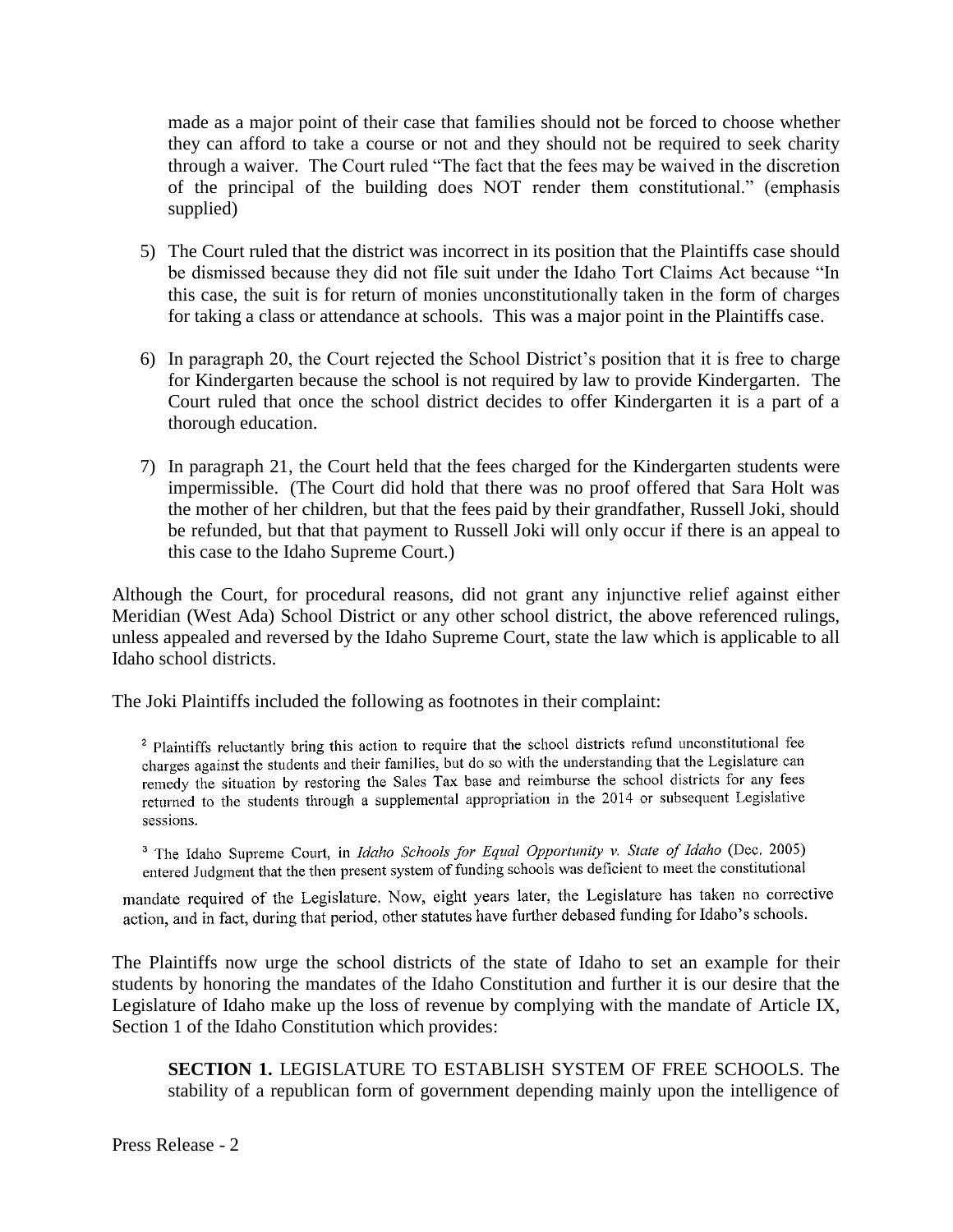made as a major point of their case that families should not be forced to choose whether they can afford to take a course or not and they should not be required to seek charity through a waiver. The Court ruled "The fact that the fees may be waived in the discretion of the principal of the building does NOT render them constitutional." (emphasis supplied)

5) The Court ruled that the district was incorrect in its position that the Plaintiffs case should be dismissed because they did not file suit under the Idaho Tort Claims Act because "In this case, the suit is for return of monies unconstitutionally taken in the form of charges for taking a class or attendance at schools. This was a major point in the Plaintiffs case.

6) In paragraph 20, the Court rejected the School District's position that it is free to charge for Kindergarten because the school is not required by law to provide Kindergarten. The Court ruled that once the school district decides to offer Kindergarten it is a part of a thorough education.

7) In paragraph 21, the Court held that the fees charged for the Kindergarten students were impermissible. (The Court did hold that there was no proof offered that Sara Holt was the mother of her children, but that the fees paid by their grandfather, Russell Joki, should be refunded, but that that payment to Russell Joki will only occur if there is an appeal to this case to the Idaho Supreme Court.)

Although the Court, for procedural reasons, did not grant any injunctive relief against either Meridian (West Ada) School District or any other school district, the above referenced rulings, unless appealed and reversed by the Idaho Supreme Court, state the law which is applicable to all Idaho school districts.

The Joki Plaintiffs included the following as footnotes in their complaint:

> [2] Plaintiffs reluctantly bring this action to require that the school districts refund unconstitutional fee charges against the students and their families, but do so with the understanding that the Legislature can remedy the situation by restoring the Sales Tax base and reimburse the school districts for any fees returned to the students through a supplemental appropriation in the 2014 or subsequent Legislative sessions.
>
> [3] The Idaho Supreme Court, in *Idaho Schools for Equal Opportunity v. State of Idaho* (Dec. 2005) entered Judgment that the then present system of funding schools was deficient to meet the constitutional mandate required of the Legislature. Now, eight years later, the Legislature has taken no corrective action, and in fact, during that period, other statutes have further debased funding for Idaho's schools.

The Plaintiffs now urge the school districts of the state of Idaho to set an example for their students by honoring the mandates of the Idaho Constitution and further it is our desire that the Legislature of Idaho make up the loss of revenue by complying with the mandate of Article IX, Section 1 of the Idaho Constitution which provides:

> **SECTION 1.** LEGISLATURE TO ESTABLISH SYSTEM OF FREE SCHOOLS. The stability of a republican form of government depending mainly upon the intelligence of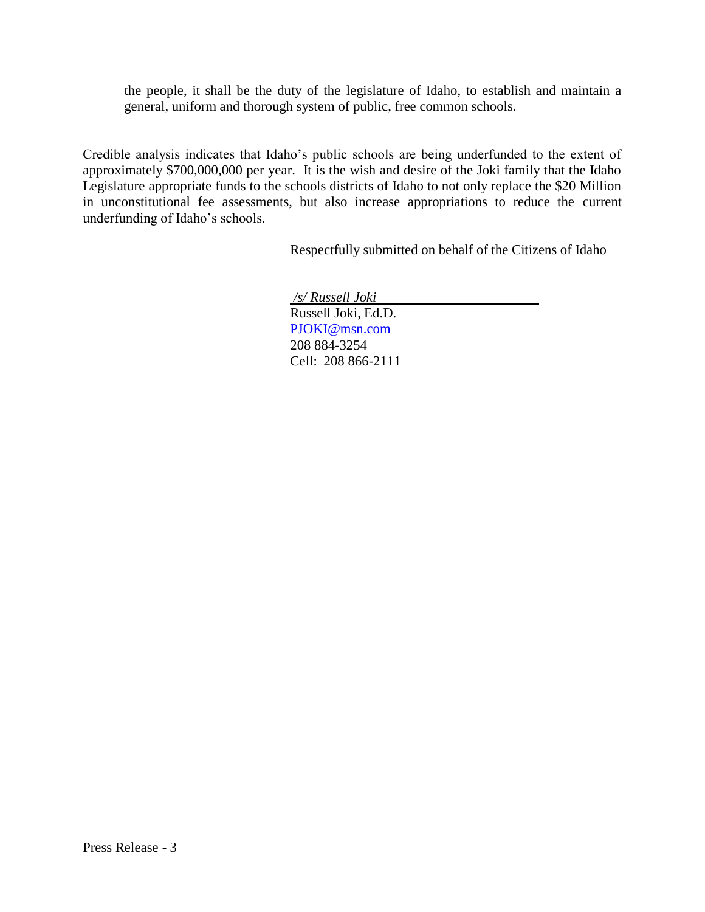> the people, it shall be the duty of the legislature of Idaho, to establish and maintain a general, uniform and thorough system of public, free common schools.

Credible analysis indicates that Idaho's public schools are being underfunded to the extent of approximately $700,000,000 per year. It is the wish and desire of the Joki family that the Idaho Legislature appropriate funds to the schools districts of Idaho to not only replace the $20 Million in unconstitutional fee assessments, but also increase appropriations to reduce the current underfunding of Idaho's schools.

Respectfully submitted on behalf of the Citizens of Idaho

*/s/ Russell Joki*

Russell Joki, Ed.D.
PJOKI@msn.com
208 884-3254
Cell: 208 866-2111